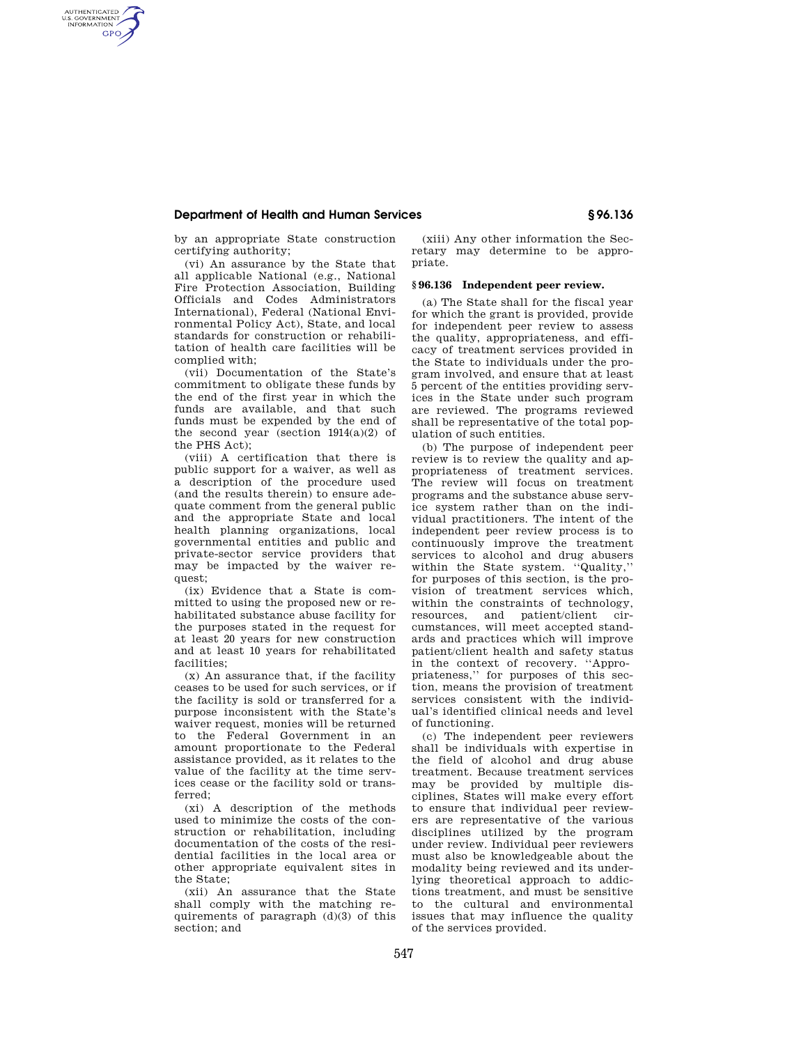by an appropriate State construction certifying authority;

(vi) An assurance by the State that all applicable National (e.g., National Fire Protection Association, Building Officials and Codes Administrators International), Federal (National Environmental Policy Act), State, and local standards for construction or rehabilitation of health care facilities will be complied with;

(vii) Documentation of the State's commitment to obligate these funds by the end of the first year in which the funds are available, and that such funds must be expended by the end of the second year (section 1914(a)(2) of the PHS Act);

(viii) A certification that there is public support for a waiver, as well as a description of the procedure used (and the results therein) to ensure adequate comment from the general public and the appropriate State and local health planning organizations, local governmental entities and public and private-sector service providers that may be impacted by the waiver request;

(ix) Evidence that a State is committed to using the proposed new or rehabilitated substance abuse facility for the purposes stated in the request for at least 20 years for new construction and at least 10 years for rehabilitated facilities;

(x) An assurance that, if the facility ceases to be used for such services, or if the facility is sold or transferred for a purpose inconsistent with the State's waiver request, monies will be returned to the Federal Government in an amount proportionate to the Federal assistance provided, as it relates to the value of the facility at the time services cease or the facility sold or transferred;

(xi) A description of the methods used to minimize the costs of the construction or rehabilitation, including documentation of the costs of the residential facilities in the local area or other appropriate equivalent sites in the State;

(xii) An assurance that the State shall comply with the matching requirements of paragraph (d)(3) of this section; and

(xiii) Any other information the Secretary may determine to be appropriate.

## § 96.136 Independent peer review.

(a) The State shall for the fiscal year for which the grant is provided, provide for independent peer review to assess the quality, appropriateness, and efficacy of treatment services provided in the State to individuals under the program involved, and ensure that at least 5 percent of the entities providing services in the State under such program are reviewed. The programs reviewed shall be representative of the total population of such entities.

(b) The purpose of independent peer review is to review the quality and appropriateness of treatment services. The review will focus on treatment programs and the substance abuse service system rather than on the individual practitioners. The intent of the independent peer review process is to continuously improve the treatment services to alcohol and drug abusers within the State system. "Quality," for purposes of this section, is the provision of treatment services which, within the constraints of technology, resources, and patient/client circumstances, will meet accepted standards and practices which will improve patient/client health and safety status in the context of recovery. "Appropriateness," for purposes of this section, means the provision of treatment services consistent with the individual's identified clinical needs and level of functioning.

(c) The independent peer reviewers shall be individuals with expertise in the field of alcohol and drug abuse treatment. Because treatment services may be provided by multiple disciplines, States will make every effort to ensure that individual peer reviewers are representative of the various disciplines utilized by the program under review. Individual peer reviewers must also be knowledgeable about the modality being reviewed and its underlying theoretical approach to addictions treatment, and must be sensitive to the cultural and environmental issues that may influence the quality of the services provided.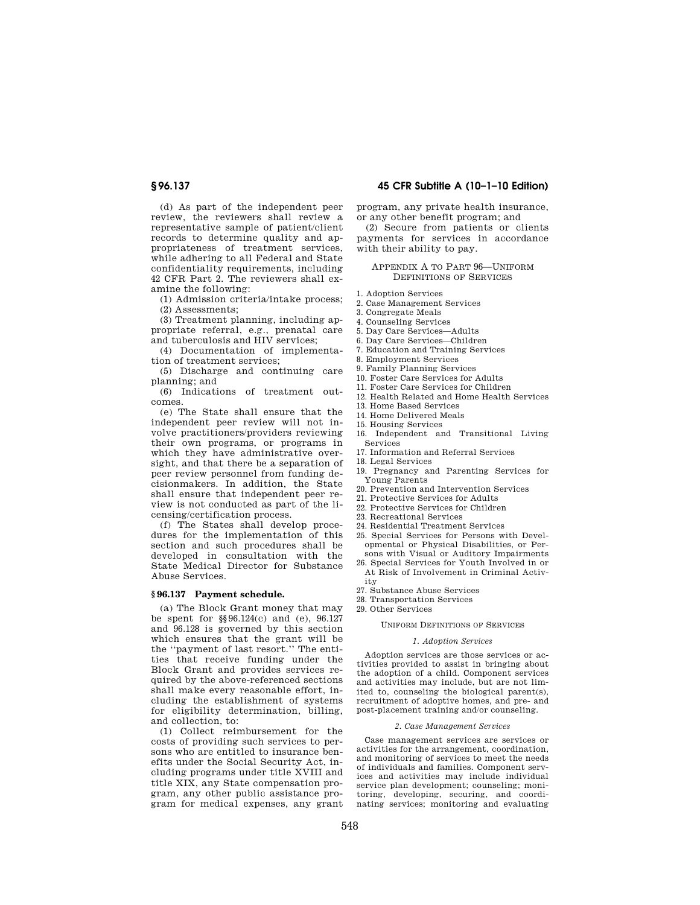(d) As part of the independent peer review, the reviewers shall review a representative sample of patient/client records to determine quality and appropriateness of treatment services, while adhering to all Federal and State confidentiality requirements, including 42 CFR Part 2. The reviewers shall examine the following:

(1) Admission criteria/intake process;

(2) Assessments;

(3) Treatment planning, including appropriate referral, e.g., prenatal care and tuberculosis and HIV services;

(4) Documentation of implementation of treatment services;

(5) Discharge and continuing care planning; and

(6) Indications of treatment outcomes.

(e) The State shall ensure that the independent peer review will not involve practitioners/providers reviewing their own programs, or programs in which they have administrative oversight, and that there be a separation of peer review personnel from funding decisionmakers. In addition, the State shall ensure that independent peer review is not conducted as part of the licensing/certification process.

(f) The States shall develop procedures for the implementation of this section and such procedures shall be developed in consultation with the State Medical Director for Substance Abuse Services.

### § 96.137 Payment schedule.

(a) The Block Grant money that may be spent for §§ 96.124(c) and (e), 96.127 and 96.128 is governed by this section which ensures that the grant will be the "payment of last resort." The entities that receive funding under the Block Grant and provides services required by the above-referenced sections shall make every reasonable effort, including the establishment of systems for eligibility determination, billing, and collection, to:

(1) Collect reimbursement for the costs of providing such services to persons who are entitled to insurance benefits under the Social Security Act, including programs under title XVIII and title XIX, any State compensation program, any other public assistance program for medical expenses, any grant program, any private health insurance, or any other benefit program; and

(2) Secure from patients or clients payments for services in accordance with their ability to pay.

## APPENDIX A TO PART 96—UNIFORM DEFINITIONS OF SERVICES

1. Adoption Services
2. Case Management Services
3. Congregate Meals
4. Counseling Services
5. Day Care Services—Adults
6. Day Care Services—Children
7. Education and Training Services
8. Employment Services
9. Family Planning Services
10. Foster Care Services for Adults
11. Foster Care Services for Children
12. Health Related and Home Health Services
13. Home Based Services
14. Home Delivered Meals
15. Housing Services
16. Independent and Transitional Living Services
17. Information and Referral Services
18. Legal Services
19. Pregnancy and Parenting Services for Young Parents
20. Prevention and Intervention Services
21. Protective Services for Adults
22. Protective Services for Children
23. Recreational Services
24. Residential Treatment Services
25. Special Services for Persons with Developmental or Physical Disabilities, or Persons with Visual or Auditory Impairments
26. Special Services for Youth Involved in or At Risk of Involvement in Criminal Activity
27. Substance Abuse Services
28. Transportation Services
29. Other Services

### UNIFORM DEFINITIONS OF SERVICES

#### *1. Adoption Services*

Adoption services are those services or activities provided to assist in bringing about the adoption of a child. Component services and activities may include, but are not limited to, counseling the biological parent(s), recruitment of adoptive homes, and pre- and post-placement training and/or counseling.

#### *2. Case Management Services*

Case management services are services or activities for the arrangement, coordination, and monitoring of services to meet the needs of individuals and families. Component services and activities may include individual service plan development; counseling; monitoring, developing, securing, and coordinating services; monitoring and evaluating